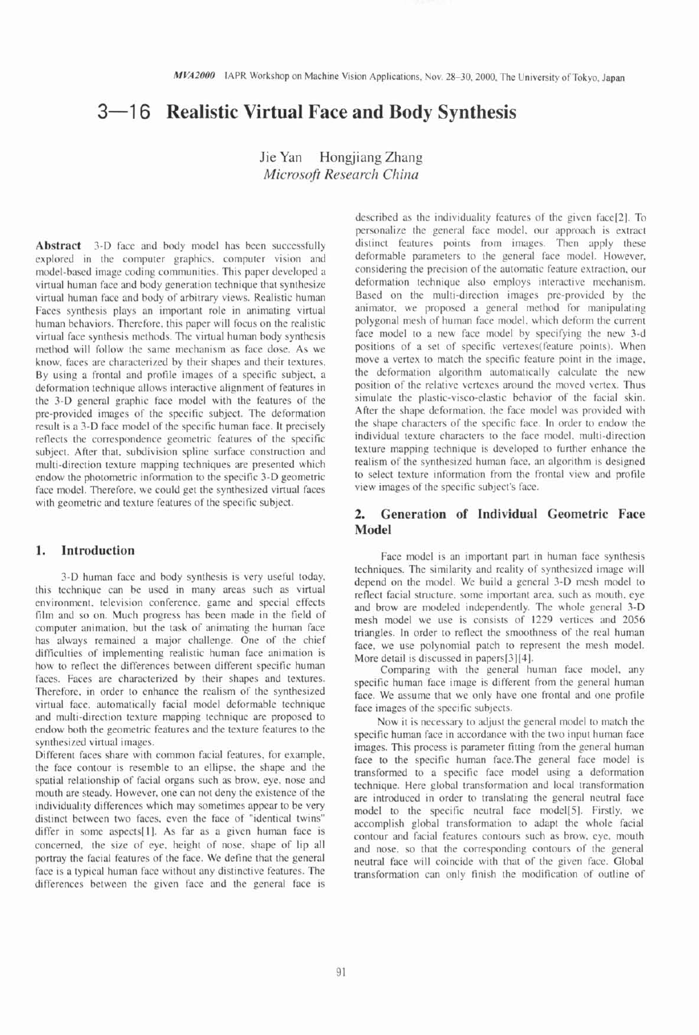# 3—16 Realistic Virtual Face and Body Synthesis

Jie Yan Hongjiang Zhang
*Microsoft Research China*

**Abstract** 3-D face and body model has been successfully explored in the computer graphics, computer vision and model-based image coding communities. This paper developed a virtual human face and body generation technique that synthesize virtual human face and body of arbitrary views. Realistic human Faces synthesis plays an important role in animating virtual human behaviors. Therefore, this paper will focus on the realistic virtual face synthesis methods. The virtual human body synthesis method will follow the same mechanism as face dose. As we know, faces are characterized by their shapes and their textures. By using a frontal and profile images of a specific subject, a deformation technique allows interactive alignment of features in the 3-D general graphic face model with the features of the pre-provided images of the specific subject. The deformation result is a 3-D face model of the specific human face. It precisely reflects the correspondence geometric features of the specific subject. After that, subdivision spline surface construction and multi-direction texture mapping techniques are presented which endow the photometric information to the specific 3-D geometric face model. Therefore, we could get the synthesized virtual faces with geometric and texture features of the specific subject.

## 1. Introduction

3-D human face and body synthesis is very useful today, this technique can be used in many areas such as virtual environment, television conference, game and special effects film and so on. Much progress has been made in the field of computer animation, but the task of animating the human face has always remained a major challenge. One of the chief difficulties of implementing realistic human face animation is how to reflect the differences between different specific human faces. Faces are characterized by their shapes and textures. Therefore, in order to enhance the realism of the synthesized virtual face, automatically facial model deformable technique and multi-direction texture mapping technique are proposed to endow both the geometric features and the texture features to the synthesized virtual images.

Different faces share with common facial features, for example, the face contour is resemble to an ellipse, the shape and the spatial relationship of facial organs such as brow, eye, nose and mouth are steady. However, one can not deny the existence of the individuality differences which may sometimes appear to be very distinct between two faces, even the face of "identical twins" differ in some aspects[1]. As far as a given human face is concerned, the size of eye, height of nose, shape of lip all portray the facial features of the face. We define that the general face is a typical human face without any distinctive features. The differences between the given face and the general face is described as the individuality features of the given face[2]. To personalize the general face model, our approach is extract distinct features points from images. Then apply these deformable parameters to the general face model. However, considering the precision of the automatic feature extraction, our deformation technique also employs interactive mechanism. Based on the multi-direction images pre-provided by the animator, we proposed a general method for manipulating polygonal mesh of human face model, which deform the current face model to a new face model by specifying the new 3-d positions of a set of specific vertexes(feature points). When move a vertex to match the specific feature point in the image, the deformation algorithm automatically calculate the new position of the relative vertexes around the moved vertex. Thus simulate the plastic-visco-elastic behavior of the facial skin. After the shape deformation, the face model was provided with the shape characters of the specific face. In order to endow the individual texture characters to the face model, multi-direction texture mapping technique is developed to further enhance the realism of the synthesized human face, an algorithm is designed to select texture information from the frontal view and profile view images of the specific subject's face.

## 2. Generation of Individual Geometric Face Model

Face model is an important part in human face synthesis techniques. The similarity and reality of synthesized image will depend on the model. We build a general 3-D mesh model to reflect facial structure, some important area, such as mouth, eye and brow are modeled independently. The whole general 3-D mesh model we use is consists of 1229 vertices and 2056 triangles. In order to reflect the smoothness of the real human face, we use polynomial patch to represent the mesh model. More detail is discussed in papers[3][4].

Comparing with the general human face model, any specific human face image is different from the general human face. We assume that we only have one frontal and one profile face images of the specific subjects.

Now it is necessary to adjust the general model to match the specific human face in accordance with the two input human face images. This process is parameter fitting from the general human face to the specific human face.The general face model is transformed to a specific face model using a deformation technique. Here global transformation and local transformation are introduced in order to translating the general neutral face model to the specific neutral face model[5]. Firstly, we accomplish global transformation to adapt the whole facial contour and facial features contours such as brow, eye, mouth and nose, so that the corresponding contours of the general neutral face will coincide with that of the given face. Global transformation can only finish the modification of outline of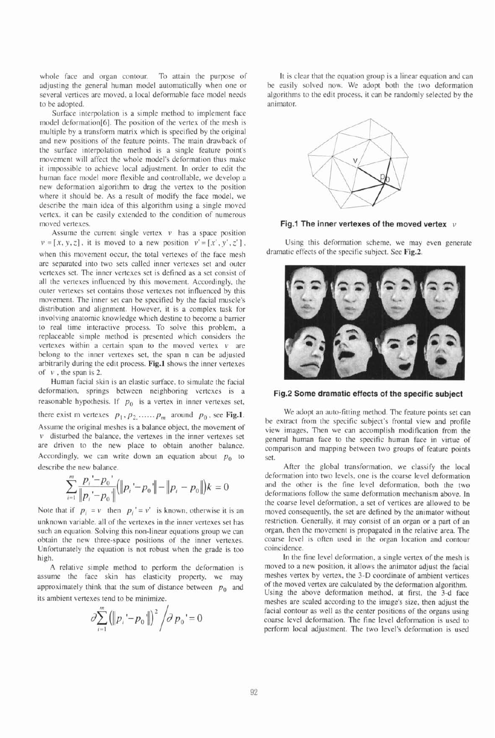whole face and organ contour. To attain the purpose of adjusting the general human model automatically when one or several vertices are moved, a local deformable face model needs to be adopted.

Surface interpolation is a simple method to implement face model deformation[6]. The position of the vertex of the mesh is multiple by a transform matrix which is specified by the original and new positions of the feature points. The main drawback of the surface interpolation method is a single feature point's movement will affect the whole model's deformation thus make it impossible to achieve local adjustment. In order to edit the human face model more flexible and controllable, we develop a new deformation algorithm to drag the vertex to the position where it should be. As a result of modify the face model, we describe the main idea of this algorithm using a single moved vertex, it can be easily extended to the condition of numerous moved vertexes.

Assume the current single vertex $v$ has a space position $v = [x, y, z]$, it is moved to a new position $v' = [x', y', z']$, when this movement occur, the total vertexes of the face mesh are separated into two sets called inner vertexes set and outer vertexes set. The inner vertexes set is defined as a set consist of all the vertexes influenced by this movement. Accordingly, the outer vertexes set contains those vertexes not influenced by this movement. The inner set can be specified by the facial muscle's distribution and alignment. However, it is a complex task for involving anatomic knowledge which destine to become a barrier to real time interactive process. To solve this problem, a replaceable simple method is presented which considers the vertexes within a certain span to the moved vertex $v$ are belong to the inner vertexes set, the span n can be adjusted arbitrarily during the edit process. **Fig.1** shows the inner vertexes of $v$, the span is 2.

Human facial skin is an elastic surface, to simulate the facial deformation, springs between neighboring vertexes is a reasonable hypothesis. If $p_0$ is a vertex in inner vertexes set, there exist m vertexes $p_1, p_2, \ldots\ldots p_m$ around $p_0$, see **Fig.1**. Assume the original meshes is a balance object, the movement of $v$ disturbed the balance, the vertexes in the inner vertexes set are driven to the new place to obtain another balance. Accordingly, we can write down an equation about $p_0$ to describe the new balance.

$$\sum_{i=1}^{m} \frac{p_i' - p_0'}{\|p_i' - p_0'\|} \left( \|p_i' - p_0'\| - \|p_i - p_0\| \right) k = 0$$

Note that if $p_i = v$ then $p_i' = v'$ is known, otherwise it is an unknown variable. all of the vertexes in the inner vertexes set has such an equation. Solving this non-linear equations group we can obtain the new three-space positions of the inner vertexes. Unfortunately the equation is not robust when the grade is too high.

A relative simple method to perform the deformation is assume the face skin has elasticity property, we may approximately think that the sum of distance between $p_0$ and its ambient vertexes tend to be minimize.

$$\partial \sum_{i=1}^{m} \left( \|p_i' - p_0'\| \right)^2 \Big/ \partial p_0' = 0$$

It is clear that the equation group is a linear equation and can be easily solved now. We adopt both the two deformation algorithms to the edit process, it can be randomly selected by the animator.

**Fig.1 The inner vertexes of the moved vertex $v$**

Using this deformation scheme, we may even generate dramatic effects of the specific subject. See **Fig.2**.

**Fig.2 Some dramatic effects of the specific subject**

We adopt an auto-fitting method. The feature points set can be extract from the specific subject's frontal view and profile view images, Then we can accomplish modification from the general human face to the specific human face in virtue of comparison and mapping between two groups of feature points set.

After the global transformation, we classify the local deformation into two levels, one is the coarse level deformation and the other is the fine level deformation, both the two deformations follow the same deformation mechanism above. In the coarse level deformation, a set of vertices are allowed to be moved consequently, the set are defined by the animator without restriction. Generally, it may consist of an organ or a part of an organ, then the movement is propagated in the relative area. The coarse level is often used in the organ location and contour coincidence.

In the fine level deformation, a single vertex of the mesh is moved to a new position, it allows the animator adjust the facial meshes vertex by vertex, the 3-D coordinate of ambient vertices of the moved vertex are calculated by the deformation algorithm. Using the above deformation method, at first, the 3-d face meshes are scaled according to the image's size, then adjust the facial contour as well as the center positions of the organs using coarse level deformation. The fine level deformation is used to perform local adjustment. The two level's deformation is used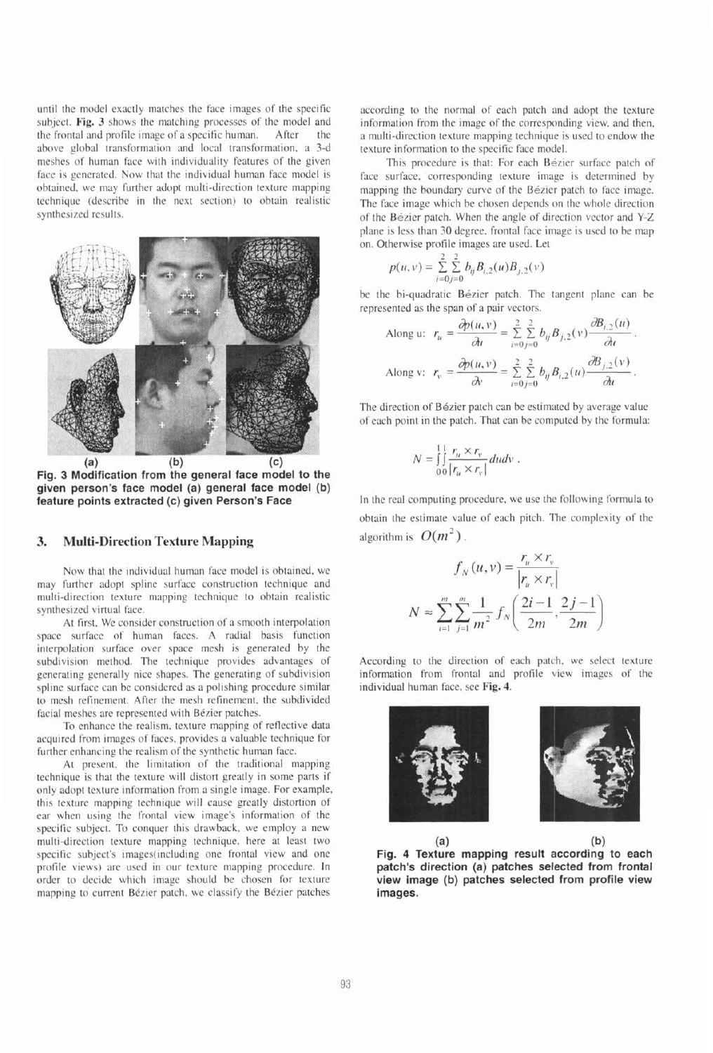until the model exactly matches the face images of the specific subject. **Fig. 3** shows the matching processes of the model and the frontal and profile image of a specific human. After the above global transformation and local transformation, a 3-d meshes of human face with individuality features of the given face is generated. Now that the individual human face model is obtained, we may further adopt multi-direction texture mapping technique (describe in the next section) to obtain realistic synthesized results.

(a) (b) (c)

**Fig. 3 Modification from the general face model to the given person's face model (a) general face model (b) feature points extracted (c) given Person's Face**

## 3. Multi-Direction Texture Mapping

Now that the individual human face model is obtained, we may further adopt spline surface construction technique and multi-direction texture mapping technique to obtain realistic synthesized virtual face.

At first, We consider construction of a smooth interpolation space surface of human faces. A radial basis function interpolation surface over space mesh is generated by the subdivision method. The technique provides advantages of generating generally nice shapes. The generating of subdivision spline surface can be considered as a polishing procedure similar to mesh refinement. After the mesh refinement, the subdivided facial meshes are represented with Bézier patches.

To enhance the realism, texture mapping of reflective data acquired from images of faces, provides a valuable technique for further enhancing the realism of the synthetic human face.

At present, the limitation of the traditional mapping technique is that the texture will distort greatly in some parts if only adopt texture information from a single image. For example, this texture mapping technique will cause greatly distortion of ear when using the frontal view image's information of the specific subject. To conquer this drawback, we employ a new multi-direction texture mapping technique, here at least two specific subject's images(including one frontal view and one profile views) are used in our texture mapping procedure. In order to decide which image should be chosen for texture mapping to current Bézier patch, we classify the Bézier patches according to the normal of each patch and adopt the texture information from the image of the corresponding view, and then, a multi-direction texture mapping technique is used to endow the texture information to the specific face model.

This procedure is that: For each Bézier surface patch of face surface, corresponding texture image is determined by mapping the boundary curve of the Bézier patch to face image. The face image which be chosen depends on the whole direction of the Bézier patch. When the angle of direction vector and Y-Z plane is less than 30 degree, frontal face image is used to be map on. Otherwise profile images are used. Let

$$p(u,v) = \sum_{i=0}^{2}\sum_{j=0}^{2} b_{ij} B_{i,2}(u) B_{j,2}(v)$$

be the bi-quadratic Bézier patch. The tangent plane can be represented as the span of a pair vectors.

$$\text{Along u: } r_u = \frac{\partial p(u,v)}{\partial u} = \sum_{i=0}^{2}\sum_{j=0}^{2} b_{ij} B_{j,2}(v) \frac{\partial B_{i,2}(u)}{\partial u}.$$

$$\text{Along v: } r_v = \frac{\partial p(u,v)}{\partial v} = \sum_{i=0}^{2}\sum_{j=0}^{2} b_{ij} B_{i,2}(u) \frac{\partial B_{j,2}(v)}{\partial u}.$$

The direction of Bézier patch can be estimated by average value of each point in the patch. That can be computed by the formula:

$$N = \int_0^1\int_0^1 \frac{r_u \times r_v}{|r_u \times r_v|} du dv .$$

In the real computing procedure, we use the following formula to obtain the estimate value of each pitch. The complexity of the algorithm is $O(m^2)$.

$$f_N(u,v) = \frac{r_u \times r_v}{|r_u \times r_v|}$$

$$N \approx \sum_{i=1}^{m}\sum_{j=1}^{m} \frac{1}{m^2} f_N\left(\frac{2i-1}{2m}, \frac{2j-1}{2m}\right)$$

According to the direction of each patch, we select texture information from frontal and profile view images of the individual human face, see **Fig. 4**.

(a) (b)

**Fig. 4 Texture mapping result according to each patch's direction (a) patches selected from frontal view image (b) patches selected from profile view images.**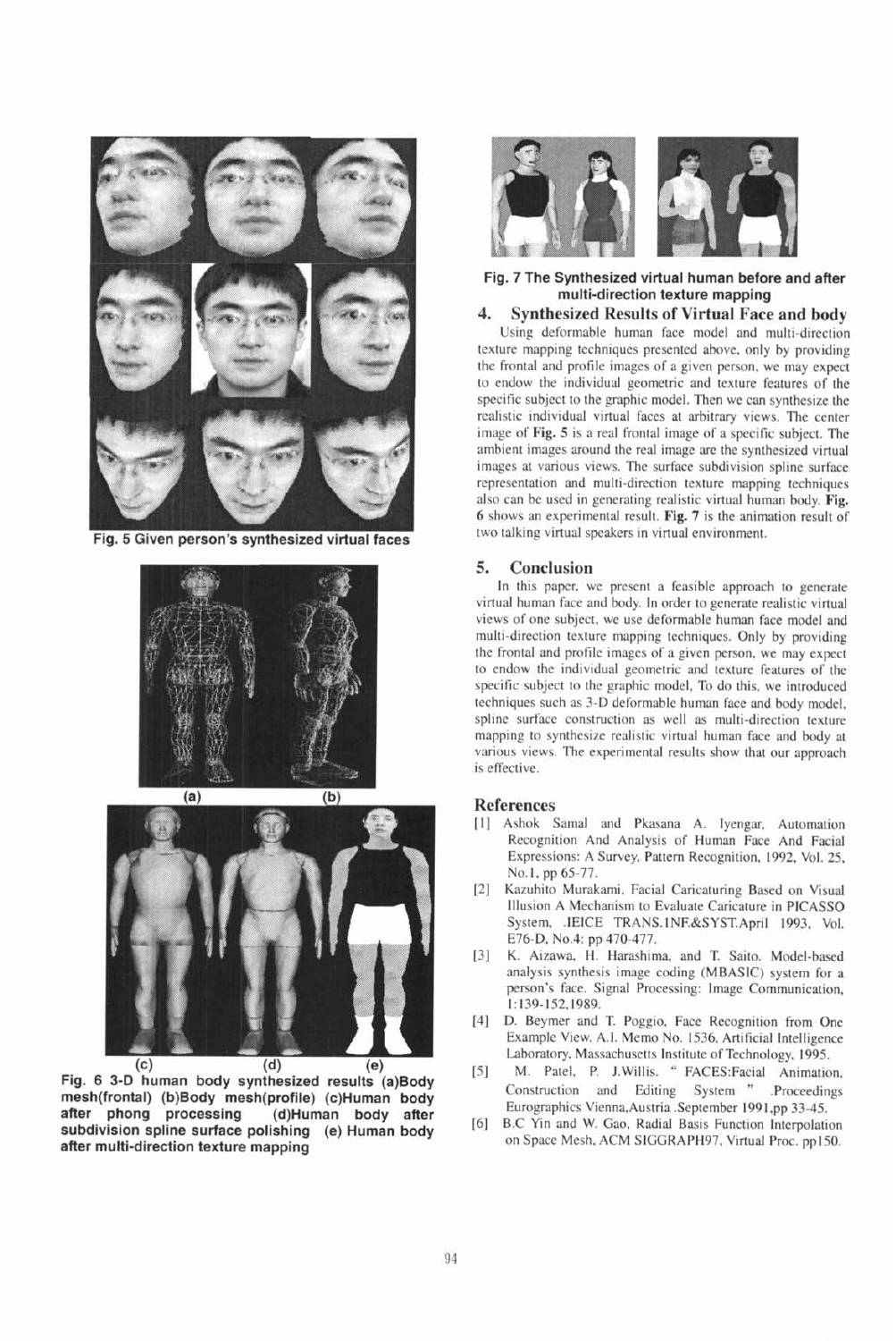Fig. 5 Given person's synthesized virtual faces

(a) (b)

(c) (d) (e)

Fig. 6 3-D human body synthesized results (a)Body mesh(frontal) (b)Body mesh(profile) (c)Human body after phong processing (d)Human body after subdivision spline surface polishing (e) Human body after multi-direction texture mapping

Fig. 7 The Synthesized virtual human before and after multi-direction texture mapping

## 4. Synthesized Results of Virtual Face and body

Using deformable human face model and multi-direction texture mapping techniques presented above, only by providing the frontal and profile images of a given person, we may expect to endow the individual geometric and texture features of the specific subject to the graphic model. Then we can synthesize the realistic individual virtual faces at arbitrary views. The center image of **Fig. 5** is a real frontal image of a specific subject. The ambient images around the real image are the synthesized virtual images at various views. The surface subdivision spline surface representation and multi-direction texture mapping techniques also can be used in generating realistic virtual human body. **Fig. 6** shows an experimental result. **Fig. 7** is the animation result of two talking virtual speakers in virtual environment.

## 5. Conclusion

In this paper, we present a feasible approach to generate virtual human face and body. In order to generate realistic virtual views of one subject, we use deformable human face model and multi-direction texture mapping techniques. Only by providing the frontal and profile images of a given person, we may expect to endow the individual geometric and texture features of the specific subject to the graphic model, To do this, we introduced techniques such as 3-D deformable human face and body model, spline surface construction as well as multi-direction texture mapping to synthesize realistic virtual human face and body at various views. The experimental results show that our approach is effective.

## References

[1] Ashok Samal and Pkasana A. Iyengar, Automation Recognition And Analysis of Human Face And Facial Expressions: A Survey, Pattern Recognition, 1992, Vol. 25, No.1, pp 65-77.

[2] Kazuhito Murakami, Facial Caricaturing Based on Visual Illusion A Mechanism to Evaluate Caricature in PICASSO System, .IEICE TRANS.INF.&SYST.April 1993, Vol. E76-D, No.4: pp 470-477.

[3] K. Aizawa, H. Harashima, and T. Saito. Model-based analysis synthesis image coding (MBASIC) system for a person's face. Signal Processing: Image Communication, 1:139-152,1989.

[4] D. Beymer and T. Poggio, Face Recognition from One Example View. A.I. Memo No. 1536, Artificial Intelligence Laboratory, Massachusetts Institute of Technology, 1995.

[5] M. Patel, P. J.Willis. " FACES:Facial Animation, Construction and Editing System " .Proceedings Eurographics Vienna,Austria .September 1991,pp 33-45.

[6] B.C Yin and W. Gao, Radial Basis Function Interpolation on Space Mesh, ACM SIGGRAPH97, Virtual Proc. pp150.